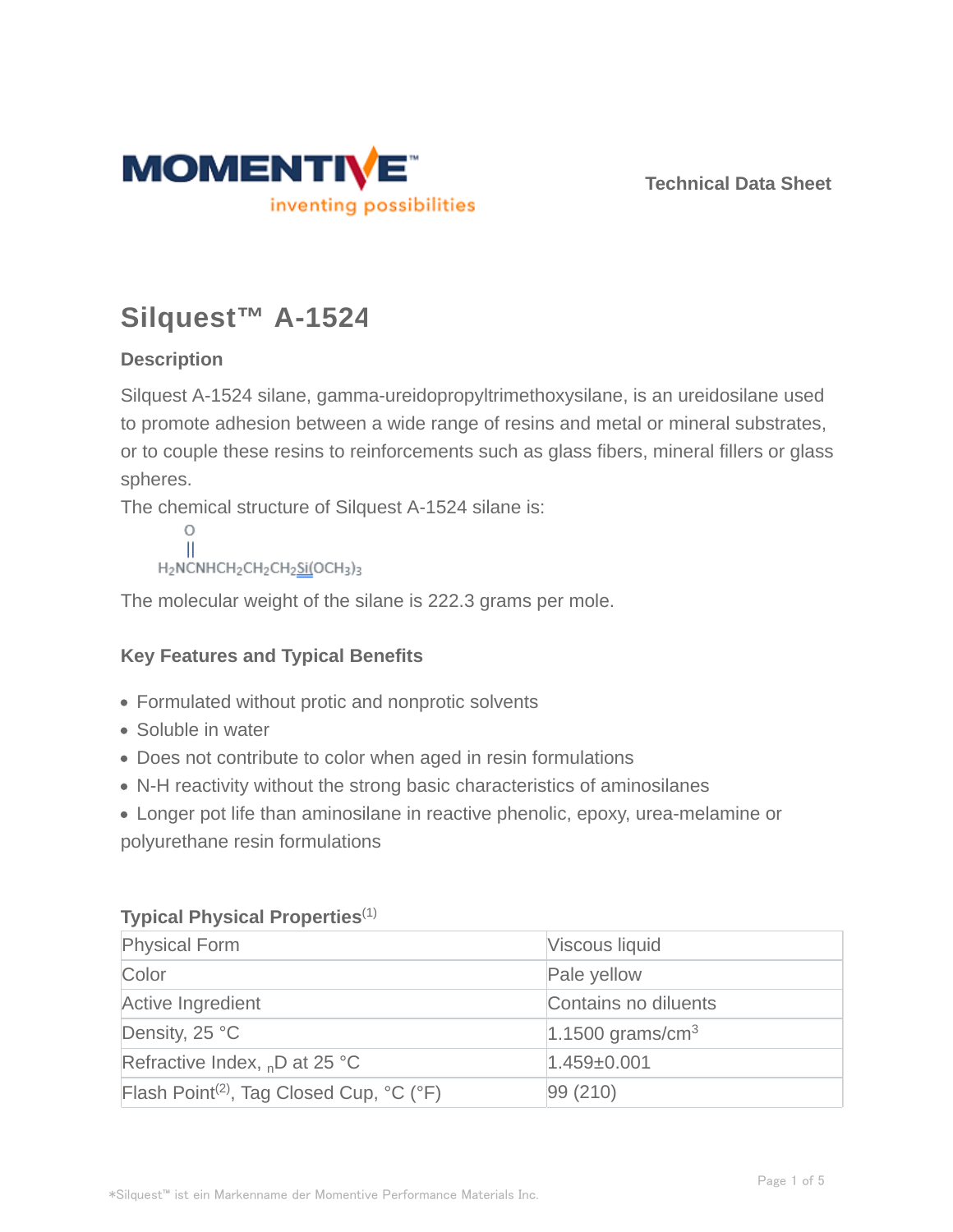Technical Data Sheet

# Silquest™ A-1524

## Description

Silquest A-1524 silane, gamma-ureidopropyltrimethoxysilane, is an ureidosilane used to promote adhesion between a wide range of resins and metal or mineral substrates, or to couple these resins to reinforcements such as glass fibers, mineral fillers or glass spheres.

The chemical structure of Silquest A-1524 silane is:

$$H_2N\overset{\overset{\displaystyle O}{\|}}{C}NHCH_2CH_2CH_2Si(OCH_3)_3$$

The molecular weight of the silane is 222.3 grams per mole.

## Key Features and Typical Benefits

- Formulated without protic and nonprotic solvents
- Soluble in water
- Does not contribute to color when aged in resin formulations
- N-H reactivity without the strong basic characteristics of aminosilanes
- Longer pot life than aminosilane in reactive phenolic, epoxy, urea-melamine or polyurethane resin formulations

## Typical Physical Properties[1]

| Property | Value |
| --- | --- |
| Physical Form | Viscous liquid |
| Color | Pale yellow |
| Active Ingredient | Contains no diluents |
| Density, 25 °C | 1.1500 grams/$cm^3$ |
| Refractive Index, $_nD$ at 25 °C | 1.459±0.001 |
| Flash Point[2], Tag Closed Cup, °C (°F) | 99 (210) |

*Silquest™ ist ein Markenname der Momentive Performance Materials Inc.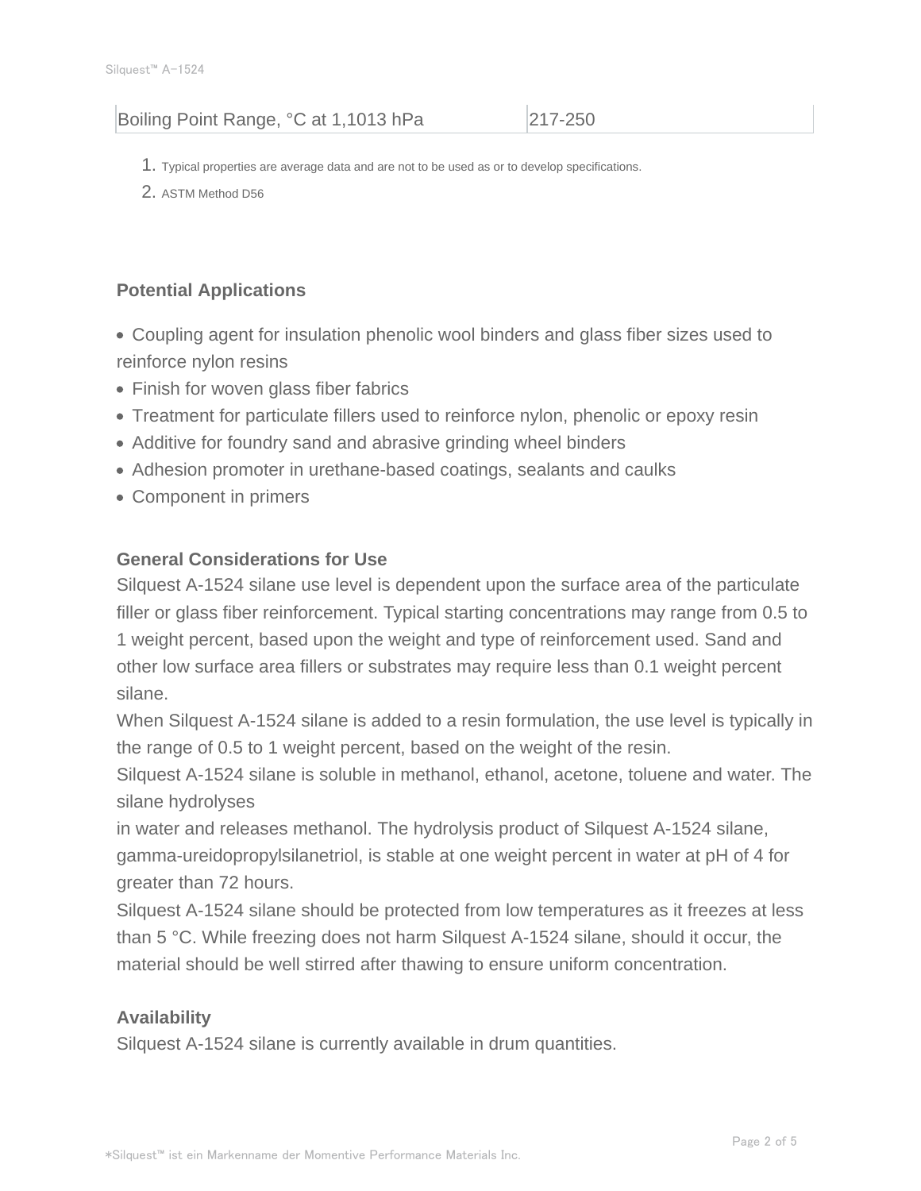| Boiling Point Range, °C at 1,1013 hPa | 217-250 |
|---|---|

1. Typical properties are average data and are not to be used as or to develop specifications.
2. ASTM Method D56

### Potential Applications

- Coupling agent for insulation phenolic wool binders and glass fiber sizes used to reinforce nylon resins
- Finish for woven glass fiber fabrics
- Treatment for particulate fillers used to reinforce nylon, phenolic or epoxy resin
- Additive for foundry sand and abrasive grinding wheel binders
- Adhesion promoter in urethane-based coatings, sealants and caulks
- Component in primers

### General Considerations for Use

Silquest A-1524 silane use level is dependent upon the surface area of the particulate filler or glass fiber reinforcement. Typical starting concentrations may range from 0.5 to 1 weight percent, based upon the weight and type of reinforcement used. Sand and other low surface area fillers or substrates may require less than 0.1 weight percent silane.

When Silquest A-1524 silane is added to a resin formulation, the use level is typically in the range of 0.5 to 1 weight percent, based on the weight of the resin.

Silquest A-1524 silane is soluble in methanol, ethanol, acetone, toluene and water. The silane hydrolyses in water and releases methanol. The hydrolysis product of Silquest A-1524 silane, gamma-ureidopropylsilanetriol, is stable at one weight percent in water at pH of 4 for greater than 72 hours.

Silquest A-1524 silane should be protected from low temperatures as it freezes at less than 5 °C. While freezing does not harm Silquest A-1524 silane, should it occur, the material should be well stirred after thawing to ensure uniform concentration.

### Availability

Silquest A-1524 silane is currently available in drum quantities.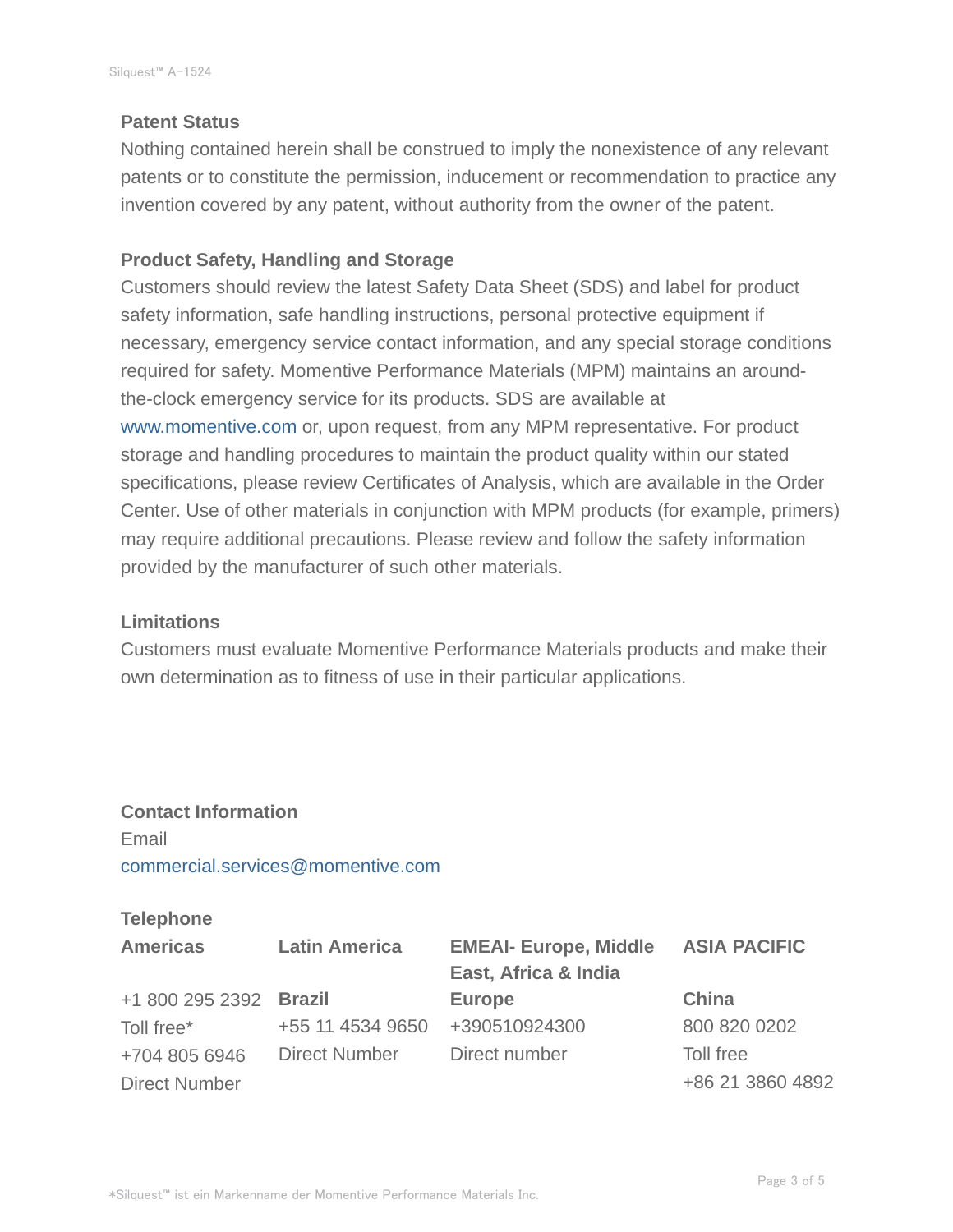### Patent Status

Nothing contained herein shall be construed to imply the nonexistence of any relevant patents or to constitute the permission, inducement or recommendation to practice any invention covered by any patent, without authority from the owner of the patent.

### Product Safety, Handling and Storage

Customers should review the latest Safety Data Sheet (SDS) and label for product safety information, safe handling instructions, personal protective equipment if necessary, emergency service contact information, and any special storage conditions required for safety. Momentive Performance Materials (MPM) maintains an around-the-clock emergency service for its products. SDS are available at www.momentive.com or, upon request, from any MPM representative. For product storage and handling procedures to maintain the product quality within our stated specifications, please review Certificates of Analysis, which are available in the Order Center. Use of other materials in conjunction with MPM products (for example, primers) may require additional precautions. Please review and follow the safety information provided by the manufacturer of such other materials.

### Limitations

Customers must evaluate Momentive Performance Materials products and make their own determination as to fitness of use in their particular applications.

### Contact Information

Email

commercial.services@momentive.com

### Telephone

| Americas | Latin America | EMEAI- Europe, Middle East, Africa & India | ASIA PACIFIC |
|---|---|---|---|
| +1 800 295 2392 | **Brazil** | **Europe** | **China** |
| Toll free* | +55 11 4534 9650 | +390510924300 | 800 820 0202 |
| +704 805 6946 | Direct Number | Direct number | Toll free |
| Direct Number | | | +86 21 3860 4892 |

*Silquest™ ist ein Markenname der Momentive Performance Materials Inc.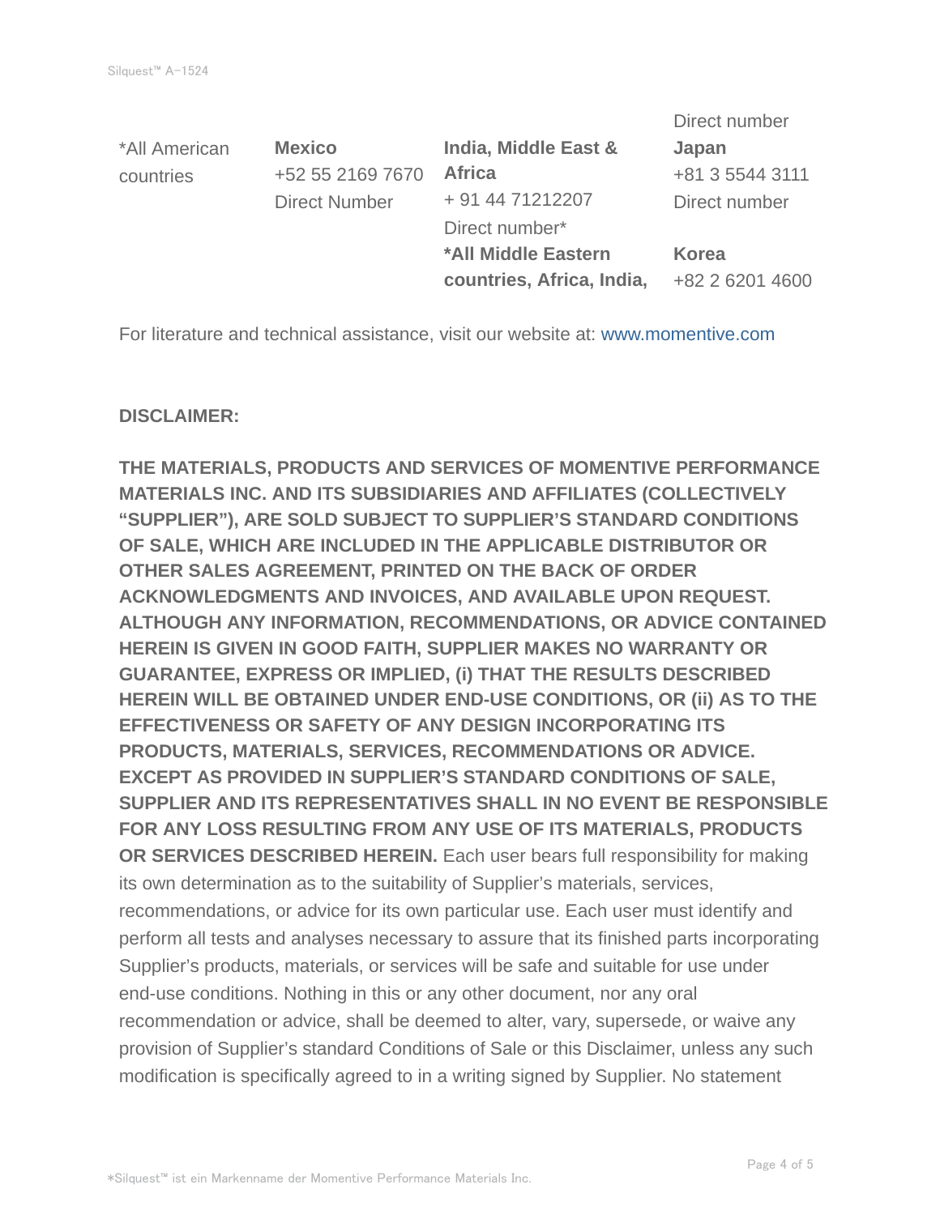| *All American countries | **Mexico**<br>+52 55 2169 7670<br>Direct Number | **India, Middle East & Africa**<br>+ 91 44 71212207<br>Direct number*<br>***All Middle Eastern countries, Africa, India,** | Direct number<br>**Japan**<br>+81 3 5544 3111<br>Direct number<br>**Korea**<br>+82 2 6201 4600 |
|---|---|---|---|

For literature and technical assistance, visit our website at: www.momentive.com

**DISCLAIMER:**

**THE MATERIALS, PRODUCTS AND SERVICES OF MOMENTIVE PERFORMANCE MATERIALS INC. AND ITS SUBSIDIARIES AND AFFILIATES (COLLECTIVELY "SUPPLIER"), ARE SOLD SUBJECT TO SUPPLIER'S STANDARD CONDITIONS OF SALE, WHICH ARE INCLUDED IN THE APPLICABLE DISTRIBUTOR OR OTHER SALES AGREEMENT, PRINTED ON THE BACK OF ORDER ACKNOWLEDGMENTS AND INVOICES, AND AVAILABLE UPON REQUEST. ALTHOUGH ANY INFORMATION, RECOMMENDATIONS, OR ADVICE CONTAINED HEREIN IS GIVEN IN GOOD FAITH, SUPPLIER MAKES NO WARRANTY OR GUARANTEE, EXPRESS OR IMPLIED, (i) THAT THE RESULTS DESCRIBED HEREIN WILL BE OBTAINED UNDER END-USE CONDITIONS, OR (ii) AS TO THE EFFECTIVENESS OR SAFETY OF ANY DESIGN INCORPORATING ITS PRODUCTS, MATERIALS, SERVICES, RECOMMENDATIONS OR ADVICE. EXCEPT AS PROVIDED IN SUPPLIER'S STANDARD CONDITIONS OF SALE, SUPPLIER AND ITS REPRESENTATIVES SHALL IN NO EVENT BE RESPONSIBLE FOR ANY LOSS RESULTING FROM ANY USE OF ITS MATERIALS, PRODUCTS OR SERVICES DESCRIBED HEREIN.** Each user bears full responsibility for making its own determination as to the suitability of Supplier's materials, services, recommendations, or advice for its own particular use. Each user must identify and perform all tests and analyses necessary to assure that its finished parts incorporating Supplier's products, materials, or services will be safe and suitable for use under end-use conditions. Nothing in this or any other document, nor any oral recommendation or advice, shall be deemed to alter, vary, supersede, or waive any provision of Supplier's standard Conditions of Sale or this Disclaimer, unless any such modification is specifically agreed to in a writing signed by Supplier. No statement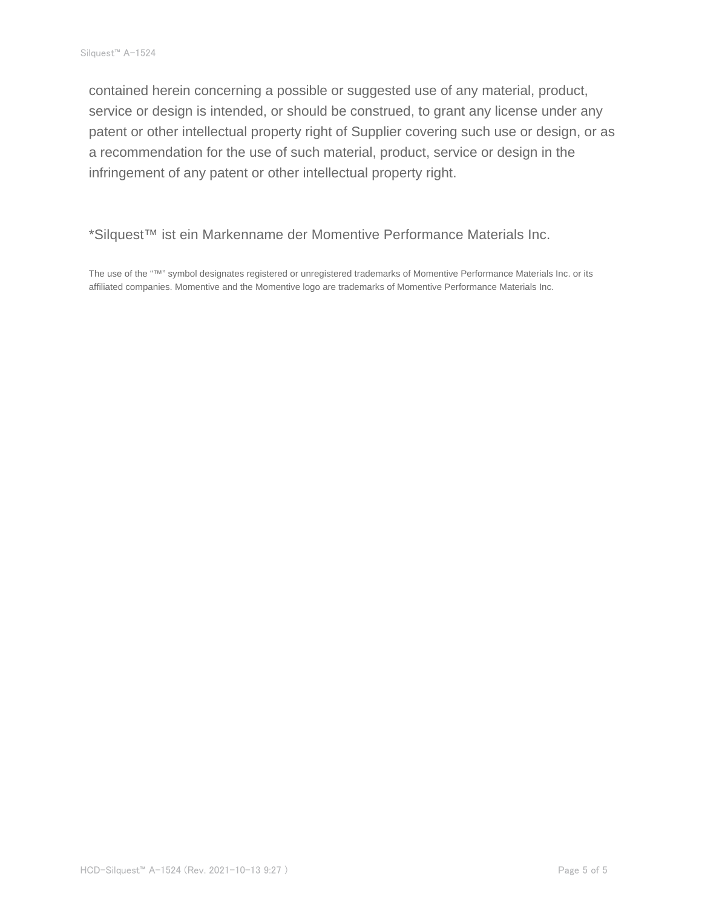contained herein concerning a possible or suggested use of any material, product, service or design is intended, or should be construed, to grant any license under any patent or other intellectual property right of Supplier covering such use or design, or as a recommendation for the use of such material, product, service or design in the infringement of any patent or other intellectual property right.

*Silquest™ ist ein Markenname der Momentive Performance Materials Inc.

The use of the "™" symbol designates registered or unregistered trademarks of Momentive Performance Materials Inc. or its affiliated companies. Momentive and the Momentive logo are trademarks of Momentive Performance Materials Inc.